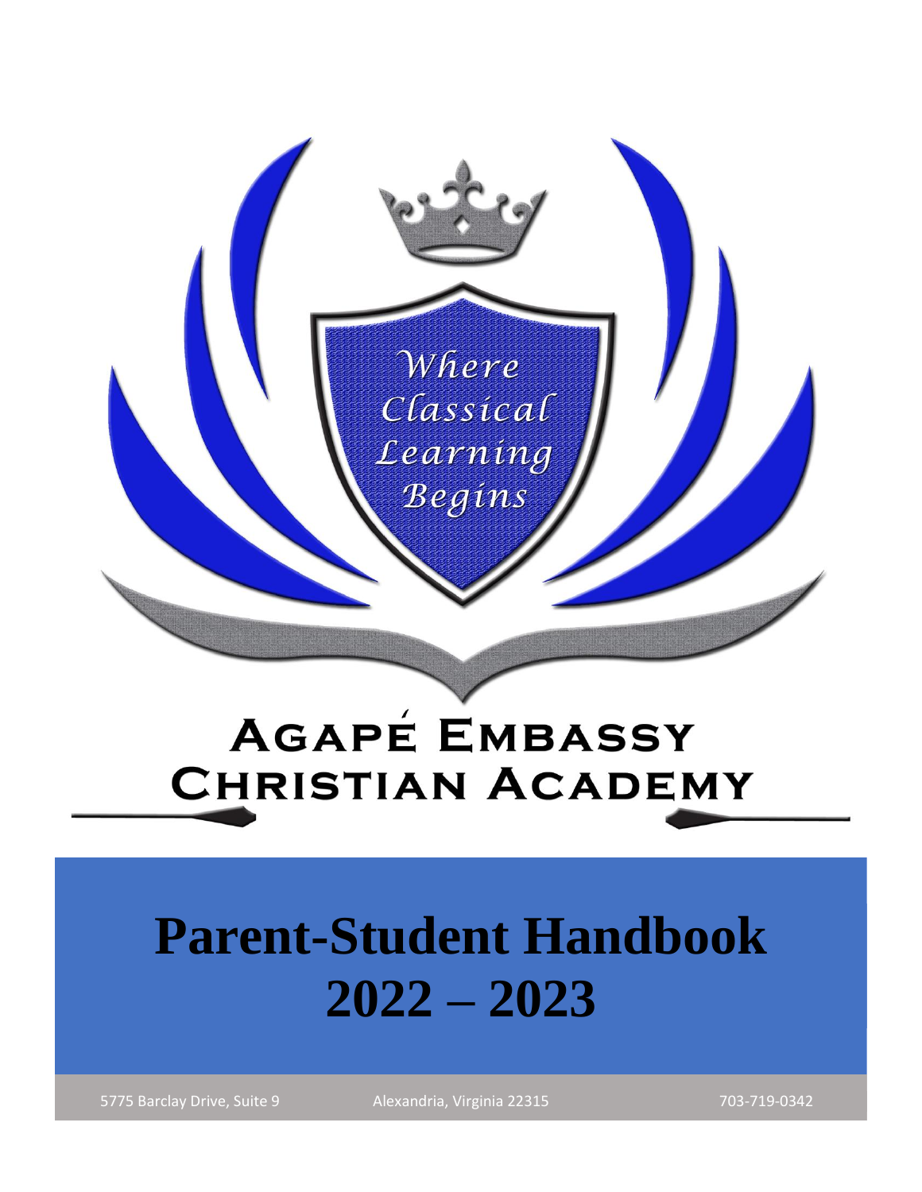Where Classical Learning Begins

# AGAPÉ EMBASSY CHRISTIAN ACADEMY

# Parent-Student Handbook 2022 – 2023

5775 Barclay Drive, Suite 9 Alexandria, Virginia 22315 703-719-0342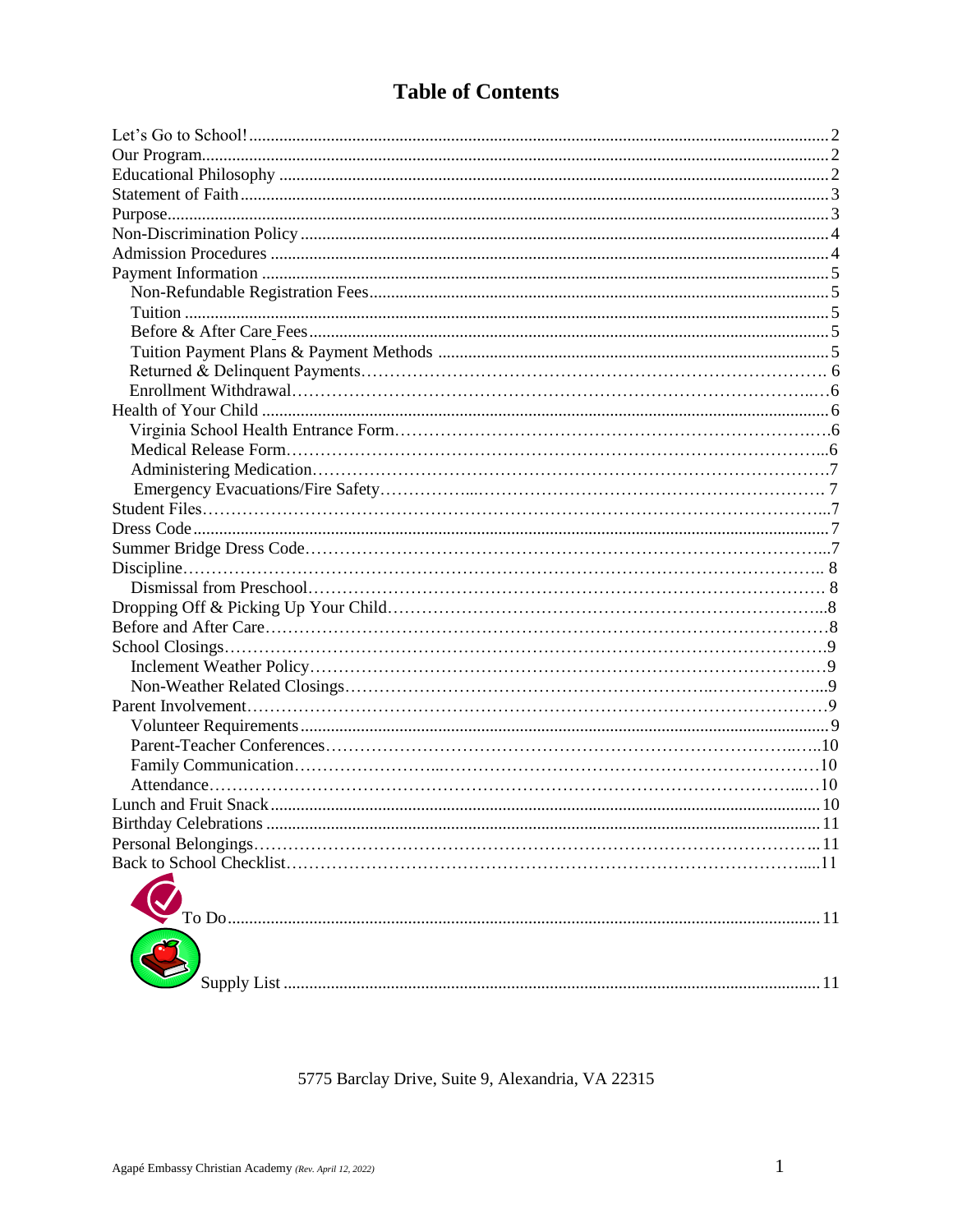# Table of Contents

- Let's Go to School! ..... 2
- Our Program ..... 2
- Educational Philosophy ..... 2
- Statement of Faith ..... 3
- Purpose ..... 3
- Non-Discrimination Policy ..... 4
- Admission Procedures ..... 4
- Payment Information ..... 5
  - Non-Refundable Registration Fees ..... 5
  - Tuition ..... 5
  - Before & After Care Fees ..... 5
  - Tuition Payment Plans & Payment Methods ..... 5
  - Returned & Delinquent Payments ..... 6
  - Enrollment Withdrawal ..... 6
- Health of Your Child ..... 6
  - Virginia School Health Entrance Form ..... 6
  - Medical Release Form ..... 6
  - Administering Medication ..... 7
  - Emergency Evacuations/Fire Safety ..... 7
- Student Files ..... 7
- Dress Code ..... 7
- Summer Bridge Dress Code ..... 7
- Discipline ..... 8
  - Dismissal from Preschool ..... 8
- Dropping Off & Picking Up Your Child ..... 8
- Before and After Care ..... 8
- School Closings ..... 9
  - Inclement Weather Policy ..... 9
  - Non-Weather Related Closings ..... 9
- Parent Involvement ..... 9
  - Volunteer Requirements ..... 9
  - Parent-Teacher Conferences ..... 10
  - Family Communication ..... 10
  - Attendance ..... 10
- Lunch and Fruit Snack ..... 10
- Birthday Celebrations ..... 11
- Personal Belongings ..... 11
- Back to School Checklist ..... 11
  - To Do ..... 11
  - Supply List ..... 11

5775 Barclay Drive, Suite 9, Alexandria, VA 22315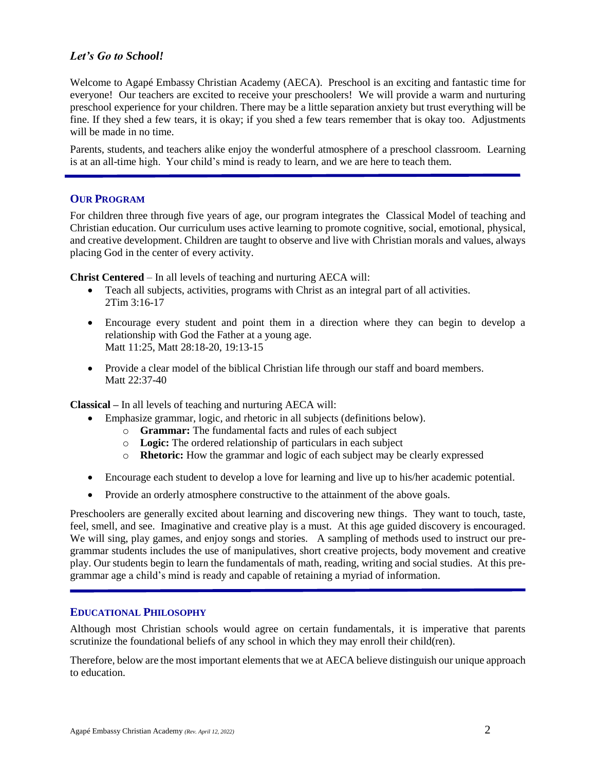## *Let's Go to School!*

Welcome to Agapé Embassy Christian Academy (AECA). Preschool is an exciting and fantastic time for everyone! Our teachers are excited to receive your preschoolers! We will provide a warm and nurturing preschool experience for your children. There may be a little separation anxiety but trust everything will be fine. If they shed a few tears, it is okay; if you shed a few tears remember that is okay too. Adjustments will be made in no time.

Parents, students, and teachers alike enjoy the wonderful atmosphere of a preschool classroom. Learning is at an all-time high. Your child's mind is ready to learn, and we are here to teach them.

---

### OUR PROGRAM

For children three through five years of age, our program integrates the Classical Model of teaching and Christian education. Our curriculum uses active learning to promote cognitive, social, emotional, physical, and creative development. Children are taught to observe and live with Christian morals and values, always placing God in the center of every activity.

**Christ Centered** – In all levels of teaching and nurturing AECA will:

- Teach all subjects, activities, programs with Christ as an integral part of all activities. 2Tim 3:16-17
- Encourage every student and point them in a direction where they can begin to develop a relationship with God the Father at a young age. Matt 11:25, Matt 28:18-20, 19:13-15
- Provide a clear model of the biblical Christian life through our staff and board members. Matt 22:37-40

**Classical –** In all levels of teaching and nurturing AECA will:

- Emphasize grammar, logic, and rhetoric in all subjects (definitions below).
  - **Grammar:** The fundamental facts and rules of each subject
  - **Logic:** The ordered relationship of particulars in each subject
  - **Rhetoric:** How the grammar and logic of each subject may be clearly expressed
- Encourage each student to develop a love for learning and live up to his/her academic potential.
- Provide an orderly atmosphere constructive to the attainment of the above goals.

Preschoolers are generally excited about learning and discovering new things. They want to touch, taste, feel, smell, and see. Imaginative and creative play is a must. At this age guided discovery is encouraged. We will sing, play games, and enjoy songs and stories. A sampling of methods used to instruct our pre-grammar students includes the use of manipulatives, short creative projects, body movement and creative play. Our students begin to learn the fundamentals of math, reading, writing and social studies. At this pre-grammar age a child's mind is ready and capable of retaining a myriad of information.

---

### EDUCATIONAL PHILOSOPHY

Although most Christian schools would agree on certain fundamentals, it is imperative that parents scrutinize the foundational beliefs of any school in which they may enroll their child(ren).

Therefore, below are the most important elements that we at AECA believe distinguish our unique approach to education.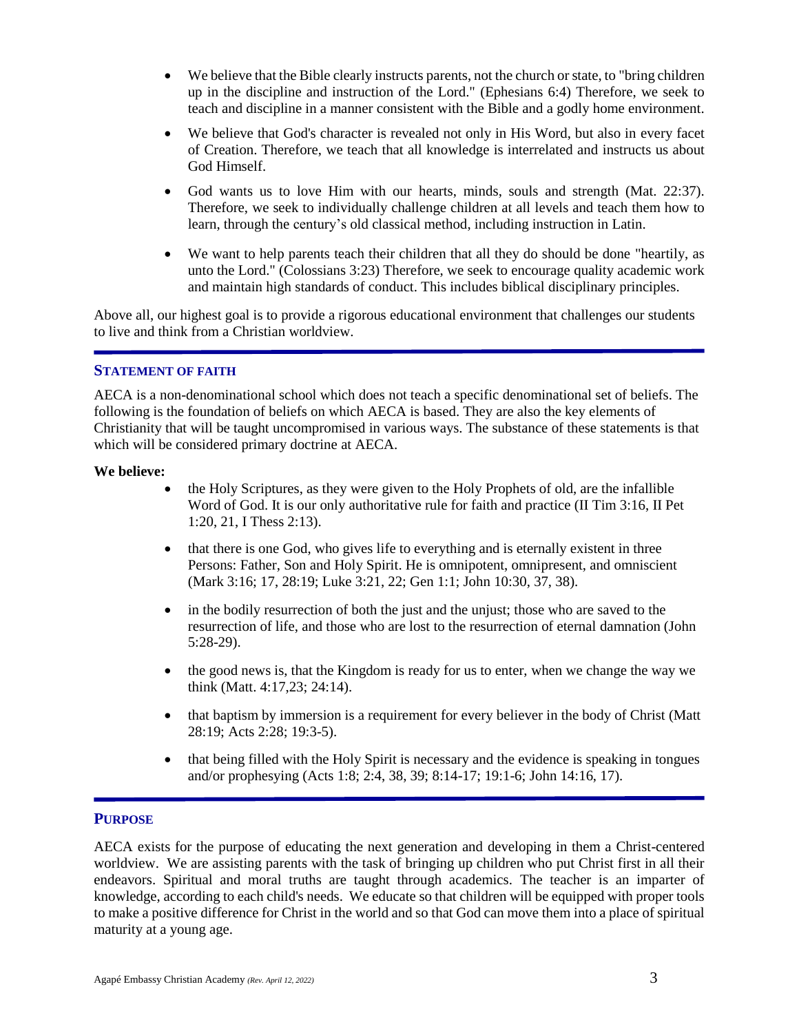- We believe that the Bible clearly instructs parents, not the church or state, to "bring children up in the discipline and instruction of the Lord." (Ephesians 6:4) Therefore, we seek to teach and discipline in a manner consistent with the Bible and a godly home environment.
- We believe that God's character is revealed not only in His Word, but also in every facet of Creation. Therefore, we teach that all knowledge is interrelated and instructs us about God Himself.
- God wants us to love Him with our hearts, minds, souls and strength (Mat. 22:37). Therefore, we seek to individually challenge children at all levels and teach them how to learn, through the century's old classical method, including instruction in Latin.
- We want to help parents teach their children that all they do should be done "heartily, as unto the Lord." (Colossians 3:23) Therefore, we seek to encourage quality academic work and maintain high standards of conduct. This includes biblical disciplinary principles.

Above all, our highest goal is to provide a rigorous educational environment that challenges our students to live and think from a Christian worldview.

## STATEMENT OF FAITH

AECA is a non-denominational school which does not teach a specific denominational set of beliefs. The following is the foundation of beliefs on which AECA is based. They are also the key elements of Christianity that will be taught uncompromised in various ways. The substance of these statements is that which will be considered primary doctrine at AECA.

**We believe:**

- the Holy Scriptures, as they were given to the Holy Prophets of old, are the infallible Word of God. It is our only authoritative rule for faith and practice (II Tim 3:16, II Pet 1:20, 21, I Thess 2:13).
- that there is one God, who gives life to everything and is eternally existent in three Persons: Father, Son and Holy Spirit. He is omnipotent, omnipresent, and omniscient (Mark 3:16; 17, 28:19; Luke 3:21, 22; Gen 1:1; John 10:30, 37, 38).
- in the bodily resurrection of both the just and the unjust; those who are saved to the resurrection of life, and those who are lost to the resurrection of eternal damnation (John 5:28-29).
- the good news is, that the Kingdom is ready for us to enter, when we change the way we think (Matt. 4:17,23; 24:14).
- that baptism by immersion is a requirement for every believer in the body of Christ (Matt 28:19; Acts 2:28; 19:3-5).
- that being filled with the Holy Spirit is necessary and the evidence is speaking in tongues and/or prophesying (Acts 1:8; 2:4, 38, 39; 8:14-17; 19:1-6; John 14:16, 17).

## PURPOSE

AECA exists for the purpose of educating the next generation and developing in them a Christ-centered worldview. We are assisting parents with the task of bringing up children who put Christ first in all their endeavors. Spiritual and moral truths are taught through academics. The teacher is an imparter of knowledge, according to each child's needs. We educate so that children will be equipped with proper tools to make a positive difference for Christ in the world and so that God can move them into a place of spiritual maturity at a young age.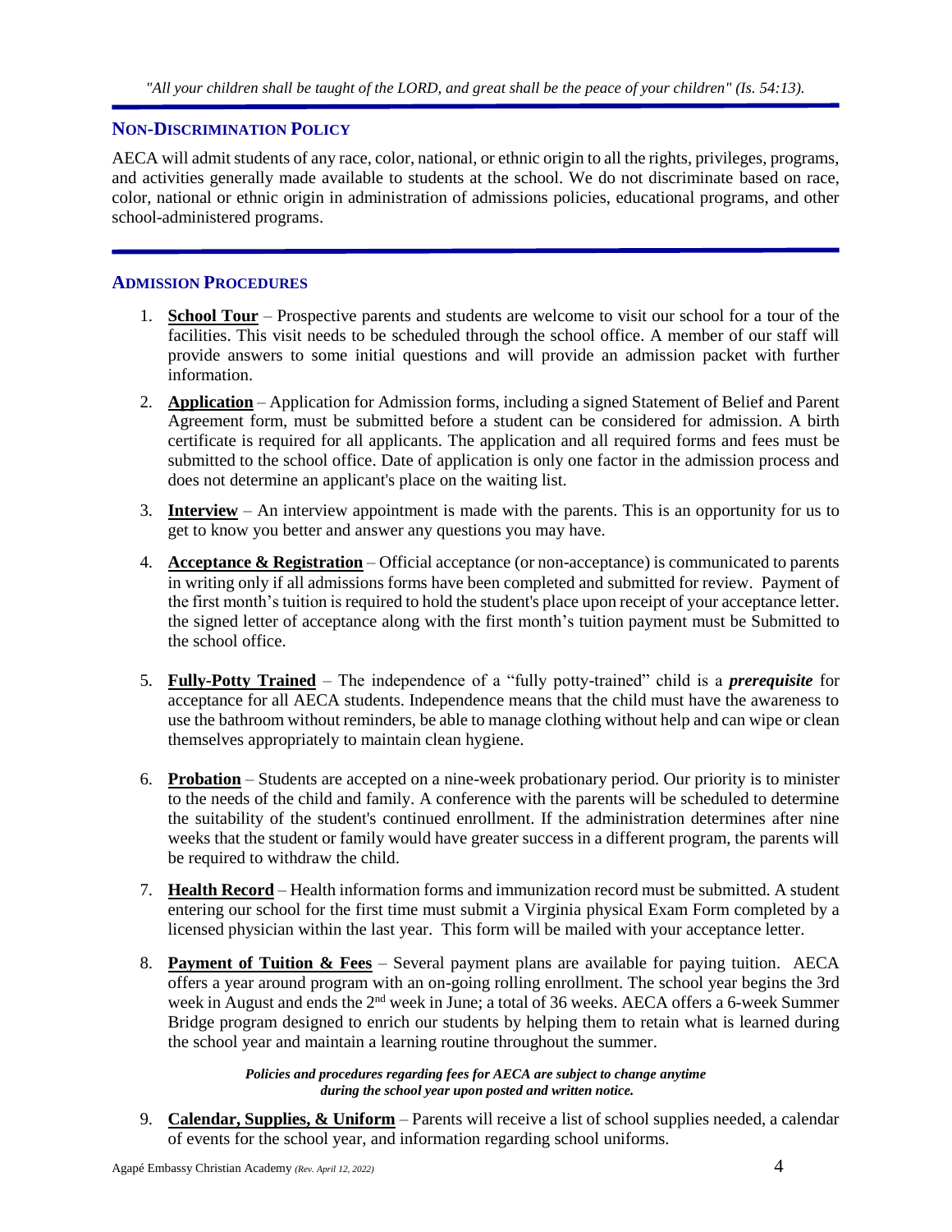*"All your children shall be taught of the LORD, and great shall be the peace of your children" (Is. 54:13).*

## NON-DISCRIMINATION POLICY

AECA will admit students of any race, color, national, or ethnic origin to all the rights, privileges, programs, and activities generally made available to students at the school. We do not discriminate based on race, color, national or ethnic origin in administration of admissions policies, educational programs, and other school-administered programs.

## ADMISSION PROCEDURES

1. **School Tour** – Prospective parents and students are welcome to visit our school for a tour of the facilities. This visit needs to be scheduled through the school office. A member of our staff will provide answers to some initial questions and will provide an admission packet with further information.

2. **Application** – Application for Admission forms, including a signed Statement of Belief and Parent Agreement form, must be submitted before a student can be considered for admission. A birth certificate is required for all applicants. The application and all required forms and fees must be submitted to the school office. Date of application is only one factor in the admission process and does not determine an applicant's place on the waiting list.

3. **Interview** – An interview appointment is made with the parents. This is an opportunity for us to get to know you better and answer any questions you may have.

4. **Acceptance & Registration** – Official acceptance (or non-acceptance) is communicated to parents in writing only if all admissions forms have been completed and submitted for review. Payment of the first month's tuition is required to hold the student's place upon receipt of your acceptance letter. the signed letter of acceptance along with the first month's tuition payment must be Submitted to the school office.

5. **Fully-Potty Trained** – The independence of a "fully potty-trained" child is a ***prerequisite*** for acceptance for all AECA students. Independence means that the child must have the awareness to use the bathroom without reminders, be able to manage clothing without help and can wipe or clean themselves appropriately to maintain clean hygiene.

6. **Probation** – Students are accepted on a nine-week probationary period. Our priority is to minister to the needs of the child and family. A conference with the parents will be scheduled to determine the suitability of the student's continued enrollment. If the administration determines after nine weeks that the student or family would have greater success in a different program, the parents will be required to withdraw the child.

7. **Health Record** – Health information forms and immunization record must be submitted. A student entering our school for the first time must submit a Virginia physical Exam Form completed by a licensed physician within the last year. This form will be mailed with your acceptance letter.

8. **Payment of Tuition & Fees** – Several payment plans are available for paying tuition. AECA offers a year around program with an on-going rolling enrollment. The school year begins the 3rd week in August and ends the 2nd week in June; a total of 36 weeks. AECA offers a 6-week Summer Bridge program designed to enrich our students by helping them to retain what is learned during the school year and maintain a learning routine throughout the summer.

   ***Policies and procedures regarding fees for AECA are subject to change anytime during the school year upon posted and written notice.***

9. **Calendar, Supplies, & Uniform** – Parents will receive a list of school supplies needed, a calendar of events for the school year, and information regarding school uniforms.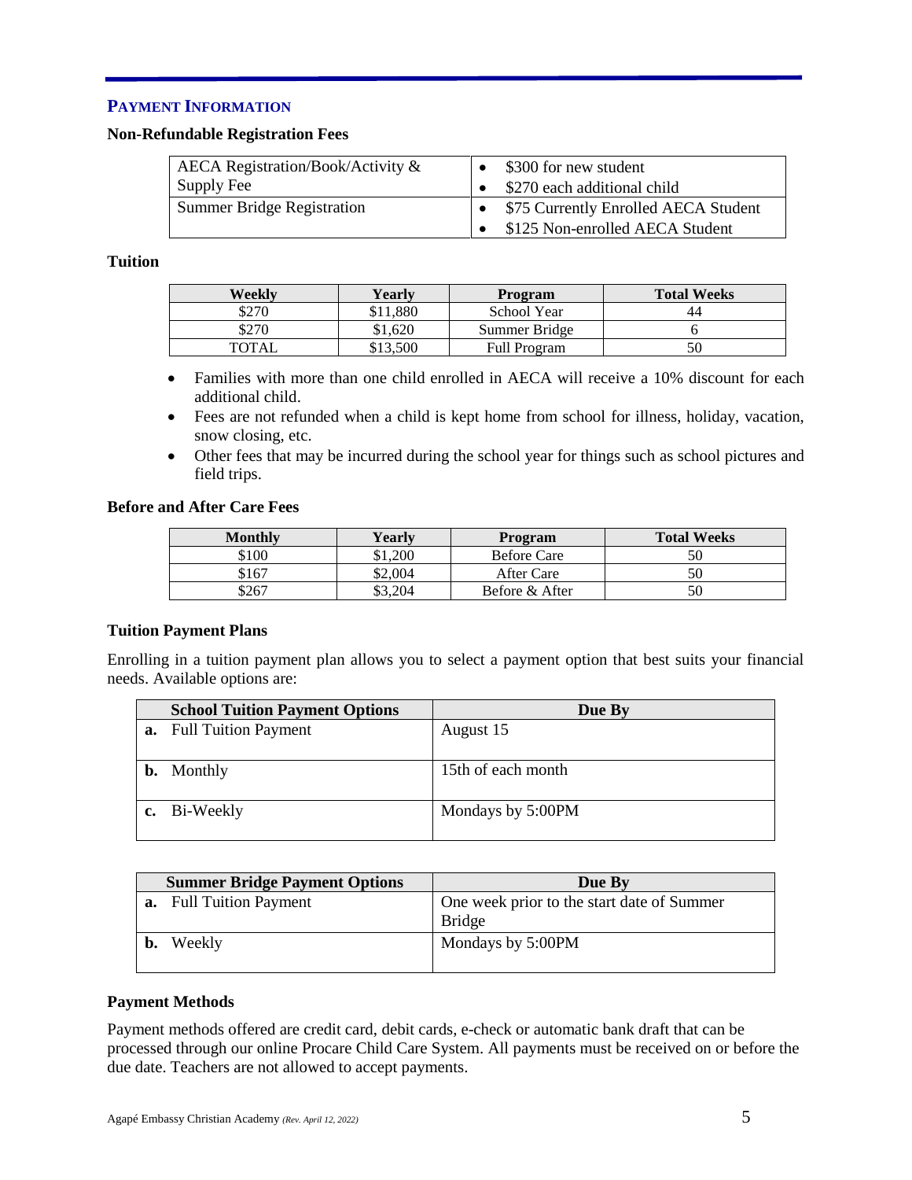## PAYMENT INFORMATION

### Non-Refundable Registration Fees

| | |
|---|---|
| AECA Registration/Book/Activity & Supply Fee | • $300 for new student<br>• $270 each additional child |
| Summer Bridge Registration | • $75 Currently Enrolled AECA Student<br>• $125 Non-enrolled AECA Student |

### Tuition

| Weekly | Yearly | Program | Total Weeks |
|---|---|---|---|
| $270 | $11,880 | School Year | 44 |
| $270 | $1,620 | Summer Bridge | 6 |
| TOTAL | $13,500 | Full Program | 50 |

- Families with more than one child enrolled in AECA will receive a 10% discount for each additional child.
- Fees are not refunded when a child is kept home from school for illness, holiday, vacation, snow closing, etc.
- Other fees that may be incurred during the school year for things such as school pictures and field trips.

### Before and After Care Fees

| Monthly | Yearly | Program | Total Weeks |
|---|---|---|---|
| $100 | $1,200 | Before Care | 50 |
| $167 | $2,004 | After Care | 50 |
| $267 | $3,204 | Before & After | 50 |

### Tuition Payment Plans

Enrolling in a tuition payment plan allows you to select a payment option that best suits your financial needs. Available options are:

| School Tuition Payment Options | Due By |
|---|---|
| **a.** Full Tuition Payment | August 15 |
| **b.** Monthly | 15th of each month |
| **c.** Bi-Weekly | Mondays by 5:00PM |

| Summer Bridge Payment Options | Due By |
|---|---|
| **a.** Full Tuition Payment | One week prior to the start date of Summer Bridge |
| **b.** Weekly | Mondays by 5:00PM |

### Payment Methods

Payment methods offered are credit card, debit cards, e-check or automatic bank draft that can be processed through our online Procare Child Care System. All payments must be received on or before the due date. Teachers are not allowed to accept payments.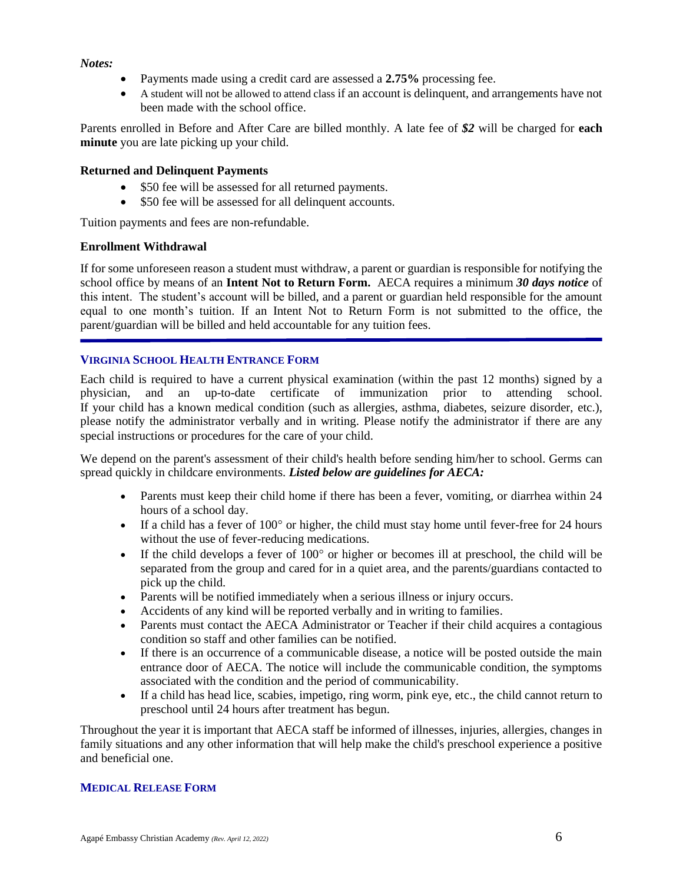***Notes:***

- Payments made using a credit card are assessed a **2.75%** processing fee.
- A student will not be allowed to attend class if an account is delinquent, and arrangements have not been made with the school office.

Parents enrolled in Before and After Care are billed monthly. A late fee of ***$2*** will be charged for **each minute** you are late picking up your child.

**Returned and Delinquent Payments**

- $50 fee will be assessed for all returned payments.
- $50 fee will be assessed for all delinquent accounts.

Tuition payments and fees are non-refundable.

**Enrollment Withdrawal**

If for some unforeseen reason a student must withdraw, a parent or guardian is responsible for notifying the school office by means of an **Intent Not to Return Form.** AECA requires a minimum ***30 days notice*** of this intent. The student's account will be billed, and a parent or guardian held responsible for the amount equal to one month's tuition. If an Intent Not to Return Form is not submitted to the office, the parent/guardian will be billed and held accountable for any tuition fees.

## VIRGINIA SCHOOL HEALTH ENTRANCE FORM

Each child is required to have a current physical examination (within the past 12 months) signed by a physician, and an up-to-date certificate of immunization prior to attending school. If your child has a known medical condition (such as allergies, asthma, diabetes, seizure disorder, etc.), please notify the administrator verbally and in writing. Please notify the administrator if there are any special instructions or procedures for the care of your child.

We depend on the parent's assessment of their child's health before sending him/her to school. Germs can spread quickly in childcare environments. ***Listed below are guidelines for AECA:***

- Parents must keep their child home if there has been a fever, vomiting, or diarrhea within 24 hours of a school day.
- If a child has a fever of 100° or higher, the child must stay home until fever-free for 24 hours without the use of fever-reducing medications.
- If the child develops a fever of 100° or higher or becomes ill at preschool, the child will be separated from the group and cared for in a quiet area, and the parents/guardians contacted to pick up the child.
- Parents will be notified immediately when a serious illness or injury occurs.
- Accidents of any kind will be reported verbally and in writing to families.
- Parents must contact the AECA Administrator or Teacher if their child acquires a contagious condition so staff and other families can be notified.
- If there is an occurrence of a communicable disease, a notice will be posted outside the main entrance door of AECA. The notice will include the communicable condition, the symptoms associated with the condition and the period of communicability.
- If a child has head lice, scabies, impetigo, ring worm, pink eye, etc., the child cannot return to preschool until 24 hours after treatment has begun.

Throughout the year it is important that AECA staff be informed of illnesses, injuries, allergies, changes in family situations and any other information that will help make the child's preschool experience a positive and beneficial one.

## MEDICAL RELEASE FORM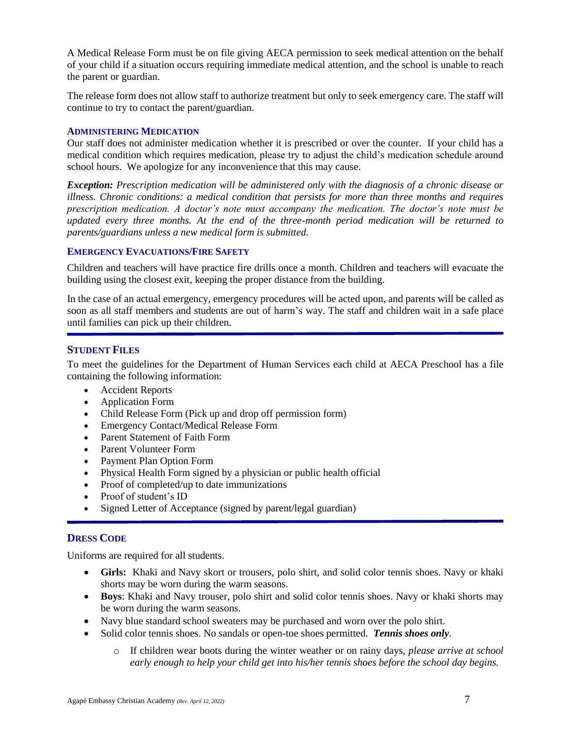A Medical Release Form must be on file giving AECA permission to seek medical attention on the behalf of your child if a situation occurs requiring immediate medical attention, and the school is unable to reach the parent or guardian.

The release form does not allow staff to authorize treatment but only to seek emergency care. The staff will continue to try to contact the parent/guardian.

### ADMINISTERING MEDICATION

Our staff does not administer medication whether it is prescribed or over the counter. If your child has a medical condition which requires medication, please try to adjust the child's medication schedule around school hours. We apologize for any inconvenience that this may cause.

***Exception:*** *Prescription medication will be administered only with the diagnosis of a chronic disease or illness. Chronic conditions: a medical condition that persists for more than three months and requires prescription medication. A doctor's note must accompany the medication. The doctor's note must be updated every three months. At the end of the three-month period medication will be returned to parents/guardians unless a new medical form is submitted.*

### EMERGENCY EVACUATIONS/FIRE SAFETY

Children and teachers will have practice fire drills once a month. Children and teachers will evacuate the building using the closest exit, keeping the proper distance from the building.

In the case of an actual emergency, emergency procedures will be acted upon, and parents will be called as soon as all staff members and students are out of harm's way. The staff and children wait in a safe place until families can pick up their children.

## STUDENT FILES

To meet the guidelines for the Department of Human Services each child at AECA Preschool has a file containing the following information:

- Accident Reports
- Application Form
- Child Release Form (Pick up and drop off permission form)
- Emergency Contact/Medical Release Form
- Parent Statement of Faith Form
- Parent Volunteer Form
- Payment Plan Option Form
- Physical Health Form signed by a physician or public health official
- Proof of completed/up to date immunizations
- Proof of student's ID
- Signed Letter of Acceptance (signed by parent/legal guardian)

## DRESS CODE

Uniforms are required for all students.

- **Girls:** Khaki and Navy skort or trousers, polo shirt, and solid color tennis shoes. Navy or khaki shorts may be worn during the warm seasons.
- **Boys**: Khaki and Navy trouser, polo shirt and solid color tennis shoes. Navy or khaki shorts may be worn during the warm seasons.
- Navy blue standard school sweaters may be purchased and worn over the polo shirt.
- Solid color tennis shoes. No sandals or open-toe shoes permitted. ***Tennis shoes only***.
  - If children wear boots during the winter weather or on rainy days, *please arrive at school early enough to help your child get into his/her tennis shoes before the school day begins.*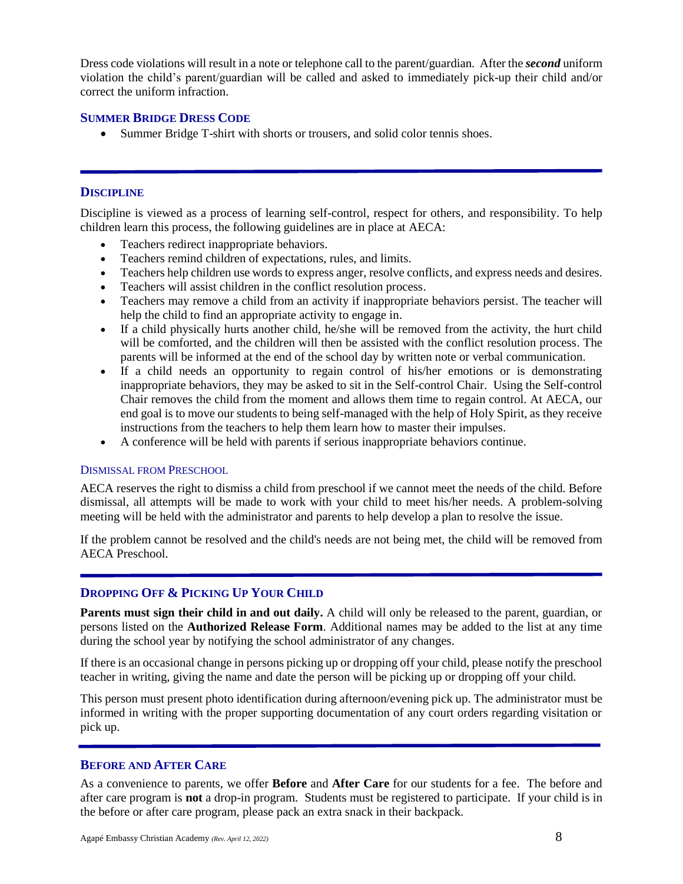Dress code violations will result in a note or telephone call to the parent/guardian. After the ***second*** uniform violation the child's parent/guardian will be called and asked to immediately pick-up their child and/or correct the uniform infraction.

### Summer Bridge Dress Code

- Summer Bridge T-shirt with shorts or trousers, and solid color tennis shoes.

## Discipline

Discipline is viewed as a process of learning self-control, respect for others, and responsibility. To help children learn this process, the following guidelines are in place at AECA:

- Teachers redirect inappropriate behaviors.
- Teachers remind children of expectations, rules, and limits.
- Teachers help children use words to express anger, resolve conflicts, and express needs and desires.
- Teachers will assist children in the conflict resolution process.
- Teachers may remove a child from an activity if inappropriate behaviors persist. The teacher will help the child to find an appropriate activity to engage in.
- If a child physically hurts another child, he/she will be removed from the activity, the hurt child will be comforted, and the children will then be assisted with the conflict resolution process. The parents will be informed at the end of the school day by written note or verbal communication.
- If a child needs an opportunity to regain control of his/her emotions or is demonstrating inappropriate behaviors, they may be asked to sit in the Self-control Chair. Using the Self-control Chair removes the child from the moment and allows them time to regain control. At AECA, our end goal is to move our students to being self-managed with the help of Holy Spirit, as they receive instructions from the teachers to help them learn how to master their impulses.
- A conference will be held with parents if serious inappropriate behaviors continue.

### Dismissal from Preschool

AECA reserves the right to dismiss a child from preschool if we cannot meet the needs of the child. Before dismissal, all attempts will be made to work with your child to meet his/her needs. A problem-solving meeting will be held with the administrator and parents to help develop a plan to resolve the issue.

If the problem cannot be resolved and the child's needs are not being met, the child will be removed from AECA Preschool.

## Dropping Off & Picking Up Your Child

**Parents must sign their child in and out daily.** A child will only be released to the parent, guardian, or persons listed on the **Authorized Release Form**. Additional names may be added to the list at any time during the school year by notifying the school administrator of any changes.

If there is an occasional change in persons picking up or dropping off your child, please notify the preschool teacher in writing, giving the name and date the person will be picking up or dropping off your child.

This person must present photo identification during afternoon/evening pick up. The administrator must be informed in writing with the proper supporting documentation of any court orders regarding visitation or pick up.

## Before and After Care

As a convenience to parents, we offer **Before** and **After Care** for our students for a fee. The before and after care program is **not** a drop-in program. Students must be registered to participate. If your child is in the before or after care program, please pack an extra snack in their backpack.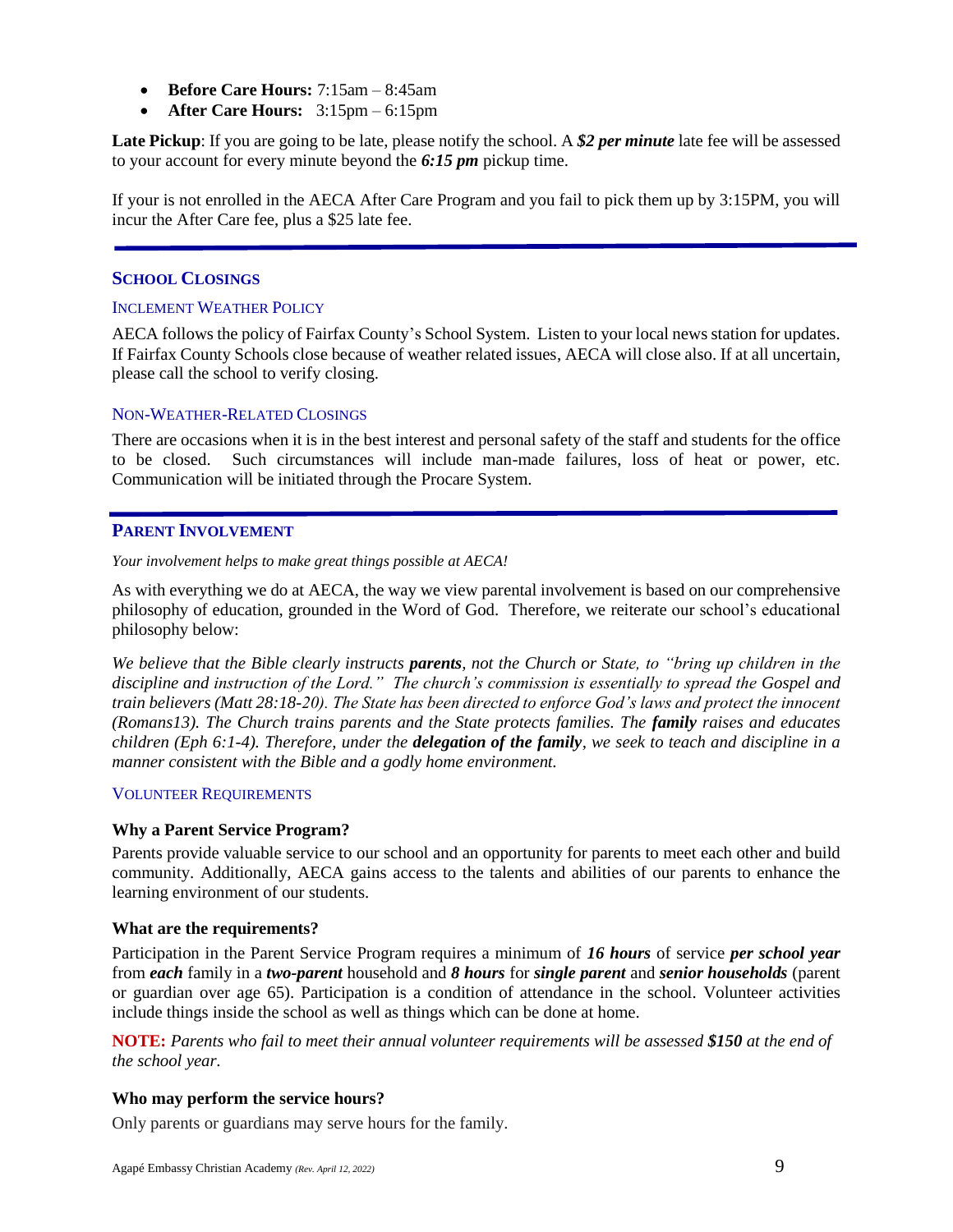- **Before Care Hours:** 7:15am – 8:45am
- **After Care Hours:** 3:15pm – 6:15pm

**Late Pickup**: If you are going to be late, please notify the school. A ***$2 per minute*** late fee will be assessed to your account for every minute beyond the ***6:15 pm*** pickup time.

If your is not enrolled in the AECA After Care Program and you fail to pick them up by 3:15PM, you will incur the After Care fee, plus a $25 late fee.

---

## School Closings

### Inclement Weather Policy

AECA follows the policy of Fairfax County's School System. Listen to your local news station for updates. If Fairfax County Schools close because of weather related issues, AECA will close also. If at all uncertain, please call the school to verify closing.

### Non-Weather-Related Closings

There are occasions when it is in the best interest and personal safety of the staff and students for the office to be closed. Such circumstances will include man-made failures, loss of heat or power, etc. Communication will be initiated through the Procare System.

---

## Parent Involvement

*Your involvement helps to make great things possible at AECA!*

As with everything we do at AECA, the way we view parental involvement is based on our comprehensive philosophy of education, grounded in the Word of God. Therefore, we reiterate our school's educational philosophy below:

*We believe that the Bible clearly instructs **parents**, not the Church or State, to "bring up children in the discipline and instruction of the Lord." The church's commission is essentially to spread the Gospel and train believers (Matt 28:18-20). The State has been directed to enforce God's laws and protect the innocent (Romans13). The Church trains parents and the State protects families. The **family** raises and educates children (Eph 6:1-4). Therefore, under the **delegation of the family**, we seek to teach and discipline in a manner consistent with the Bible and a godly home environment.*

### Volunteer Requirements

**Why a Parent Service Program?**

Parents provide valuable service to our school and an opportunity for parents to meet each other and build community. Additionally, AECA gains access to the talents and abilities of our parents to enhance the learning environment of our students.

**What are the requirements?**

Participation in the Parent Service Program requires a minimum of ***16 hours*** of service ***per school year*** from ***each*** family in a ***two-parent*** household and ***8 hours*** for ***single parent*** and ***senior households*** (parent or guardian over age 65). Participation is a condition of attendance in the school. Volunteer activities include things inside the school as well as things which can be done at home.

**NOTE:** *Parents who fail to meet their annual volunteer requirements will be assessed **$150** at the end of the school year*.

**Who may perform the service hours?**

Only parents or guardians may serve hours for the family.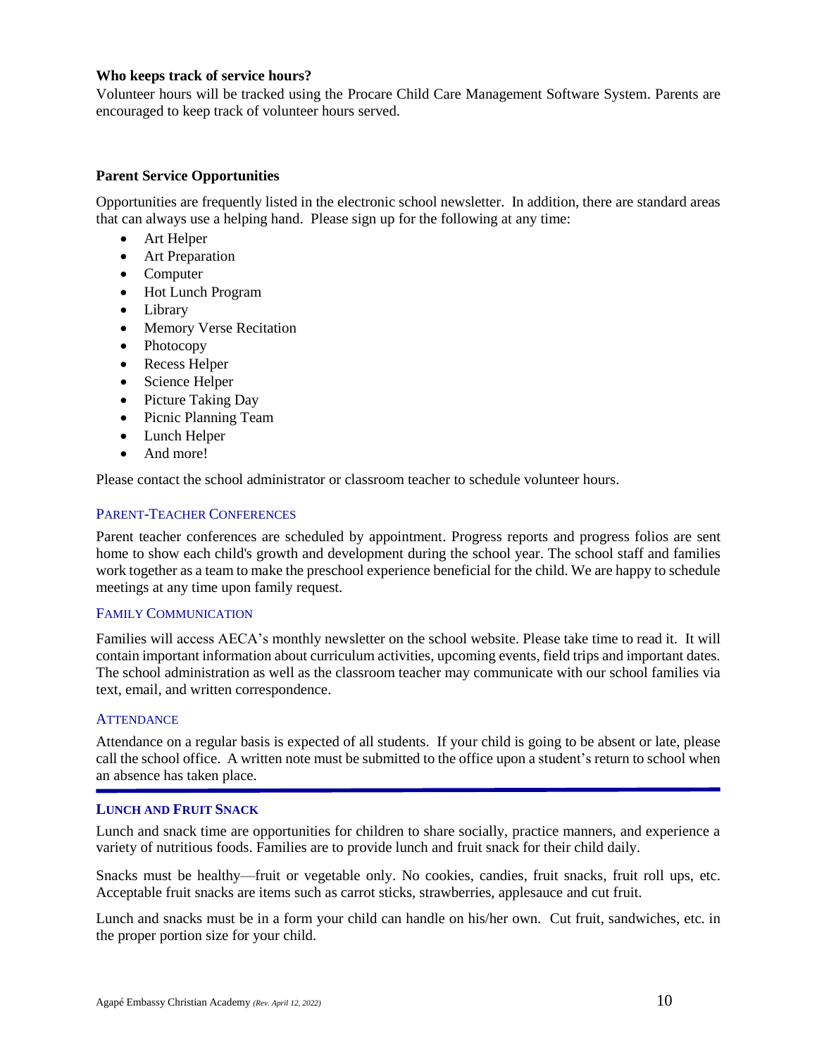**Who keeps track of service hours?**

Volunteer hours will be tracked using the Procare Child Care Management Software System. Parents are encouraged to keep track of volunteer hours served.

**Parent Service Opportunities**

Opportunities are frequently listed in the electronic school newsletter. In addition, there are standard areas that can always use a helping hand. Please sign up for the following at any time:

- Art Helper
- Art Preparation
- Computer
- Hot Lunch Program
- Library
- Memory Verse Recitation
- Photocopy
- Recess Helper
- Science Helper
- Picture Taking Day
- Picnic Planning Team
- Lunch Helper
- And more!

Please contact the school administrator or classroom teacher to schedule volunteer hours.

## Parent-Teacher Conferences

Parent teacher conferences are scheduled by appointment. Progress reports and progress folios are sent home to show each child's growth and development during the school year. The school staff and families work together as a team to make the preschool experience beneficial for the child. We are happy to schedule meetings at any time upon family request.

## Family Communication

Families will access AECA's monthly newsletter on the school website. Please take time to read it. It will contain important information about curriculum activities, upcoming events, field trips and important dates. The school administration as well as the classroom teacher may communicate with our school families via text, email, and written correspondence.

## Attendance

Attendance on a regular basis is expected of all students. If your child is going to be absent or late, please call the school office. A written note must be submitted to the office upon a student's return to school when an absence has taken place.

## **Lunch and Fruit Snack**

Lunch and snack time are opportunities for children to share socially, practice manners, and experience a variety of nutritious foods. Families are to provide lunch and fruit snack for their child daily.

Snacks must be healthy—fruit or vegetable only. No cookies, candies, fruit snacks, fruit roll ups, etc. Acceptable fruit snacks are items such as carrot sticks, strawberries, applesauce and cut fruit.

Lunch and snacks must be in a form your child can handle on his/her own. Cut fruit, sandwiches, etc. in the proper portion size for your child.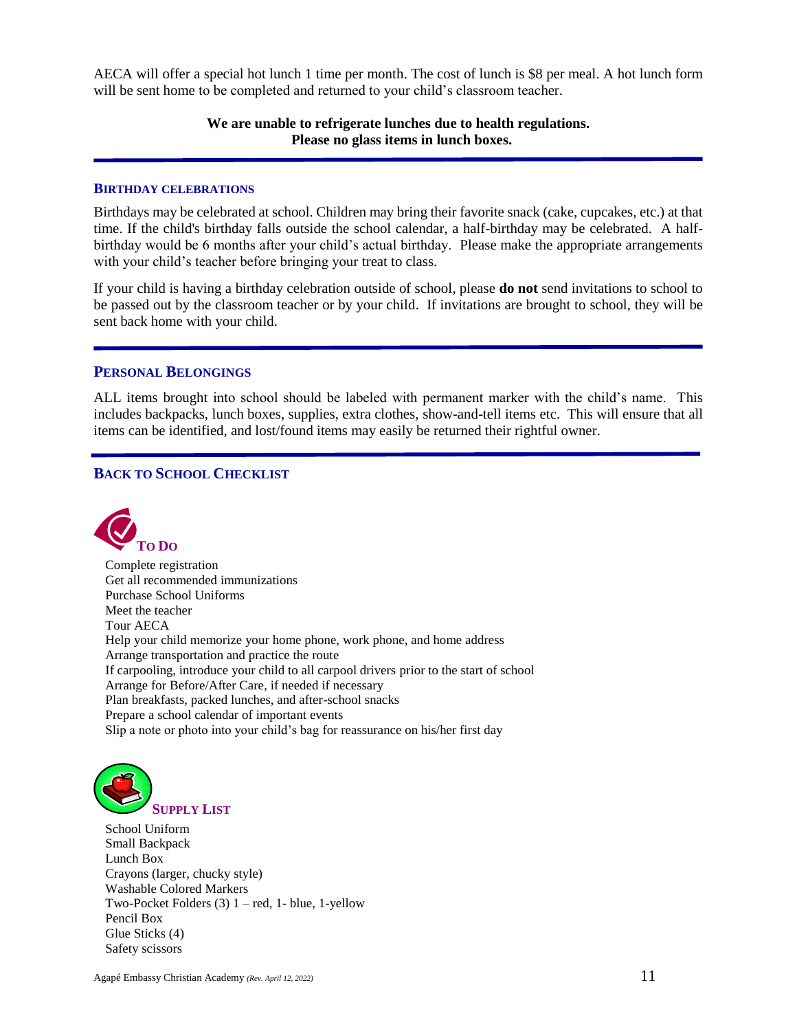AECA will offer a special hot lunch 1 time per month. The cost of lunch is $8 per meal. A hot lunch form will be sent home to be completed and returned to your child's classroom teacher.

**We are unable to refrigerate lunches due to health regulations.**
**Please no glass items in lunch boxes.**

---

## BIRTHDAY CELEBRATIONS

Birthdays may be celebrated at school. Children may bring their favorite snack (cake, cupcakes, etc.) at that time. If the child's birthday falls outside the school calendar, a half-birthday may be celebrated. A half-birthday would be 6 months after your child's actual birthday. Please make the appropriate arrangements with your child's teacher before bringing your treat to class.

If your child is having a birthday celebration outside of school, please **do not** send invitations to school to be passed out by the classroom teacher or by your child. If invitations are brought to school, they will be sent back home with your child.

---

## PERSONAL BELONGINGS

ALL items brought into school should be labeled with permanent marker with the child's name. This includes backpacks, lunch boxes, supplies, extra clothes, show-and-tell items etc. This will ensure that all items can be identified, and lost/found items may easily be returned their rightful owner.

---

## BACK TO SCHOOL CHECKLIST

### TO DO

- Complete registration
- Get all recommended immunizations
- Purchase School Uniforms
- Meet the teacher
- Tour AECA
- Help your child memorize your home phone, work phone, and home address
- Arrange transportation and practice the route
- If carpooling, introduce your child to all carpool drivers prior to the start of school
- Arrange for Before/After Care, if needed if necessary
- Plan breakfasts, packed lunches, and after-school snacks
- Prepare a school calendar of important events
- Slip a note or photo into your child's bag for reassurance on his/her first day

### SUPPLY LIST

- School Uniform
- Small Backpack
- Lunch Box
- Crayons (larger, chucky style)
- Washable Colored Markers
- Two-Pocket Folders (3) 1 – red, 1- blue, 1-yellow
- Pencil Box
- Glue Sticks (4)
- Safety scissors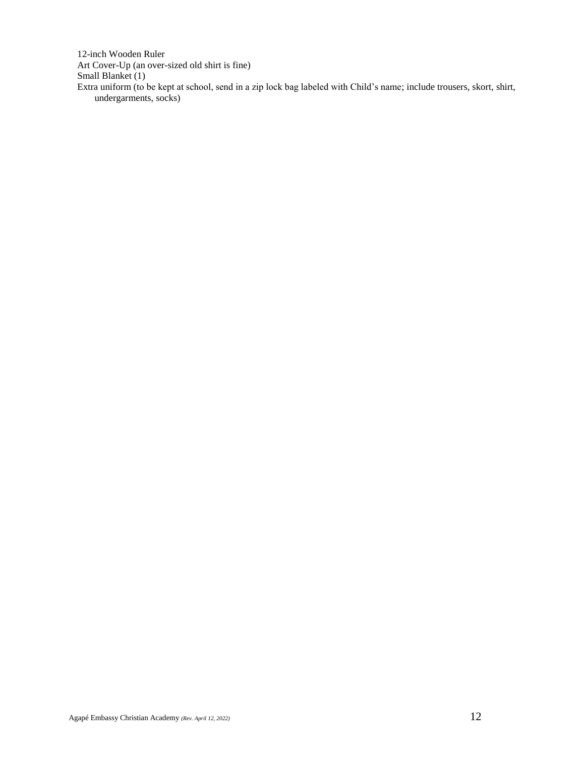12-inch Wooden Ruler

Art Cover-Up (an over-sized old shirt is fine)

Small Blanket (1)

Extra uniform (to be kept at school, send in a zip lock bag labeled with Child's name; include trousers, skort, shirt, undergarments, socks)